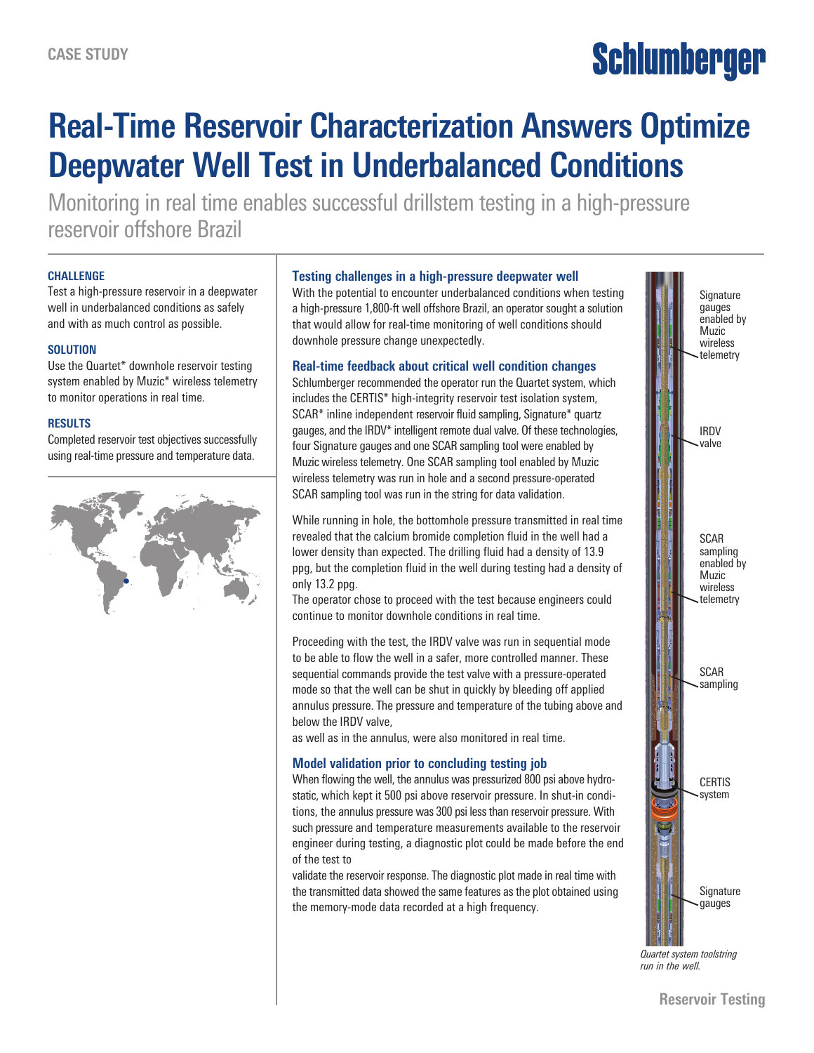CASE STUDY

# Real-Time Reservoir Characterization Answers Optimize Deepwater Well Test in Underbalanced Conditions

Monitoring in real time enables successful drillstem testing in a high-pressure reservoir offshore Brazil

#### CHALLENGE

Test a high-pressure reservoir in a deepwater well in underbalanced conditions as safely and with as much control as possible.

#### SOLUTION

Use the Quartet* downhole reservoir testing system enabled by Muzic* wireless telemetry to monitor operations in real time.

#### RESULTS

Completed reservoir test objectives successfully using real-time pressure and temperature data.

### Testing challenges in a high-pressure deepwater well

With the potential to encounter underbalanced conditions when testing a high-pressure 1,800-ft well offshore Brazil, an operator sought a solution that would allow for real-time monitoring of well conditions should downhole pressure change unexpectedly.

### Real-time feedback about critical well condition changes

Schlumberger recommended the operator run the Quartet system, which includes the CERTIS* high-integrity reservoir test isolation system, SCAR* inline independent reservoir fluid sampling, Signature* quartz gauges, and the IRDV* intelligent remote dual valve. Of these technologies, four Signature gauges and one SCAR sampling tool were enabled by Muzic wireless telemetry. One SCAR sampling tool enabled by Muzic wireless telemetry was run in hole and a second pressure-operated SCAR sampling tool was run in the string for data validation.

While running in hole, the bottomhole pressure transmitted in real time revealed that the calcium bromide completion fluid in the well had a lower density than expected. The drilling fluid had a density of 13.9 ppg, but the completion fluid in the well during testing had a density of only 13.2 ppg.

The operator chose to proceed with the test because engineers could continue to monitor downhole conditions in real time.

Proceeding with the test, the IRDV valve was run in sequential mode to be able to flow the well in a safer, more controlled manner. These sequential commands provide the test valve with a pressure-operated mode so that the well can be shut in quickly by bleeding off applied annulus pressure. The pressure and temperature of the tubing above and below the IRDV valve, as well as in the annulus, were also monitored in real time.

### Model validation prior to concluding testing job

When flowing the well, the annulus was pressurized 800 psi above hydrostatic, which kept it 500 psi above reservoir pressure. In shut-in conditions, the annulus pressure was 300 psi less than reservoir pressure. With such pressure and temperature measurements available to the reservoir engineer during testing, a diagnostic plot could be made before the end of the test to validate the reservoir response. The diagnostic plot made in real time with the transmitted data showed the same features as the plot obtained using the memory-mode data recorded at a high frequency.

Signature gauges enabled by Muzic wireless telemetry

IRDV valve

SCAR sampling enabled by Muzic wireless telemetry

SCAR sampling

CERTIS system

Signature gauges

*Quartet system toolstring run in the well.*

Reservoir Testing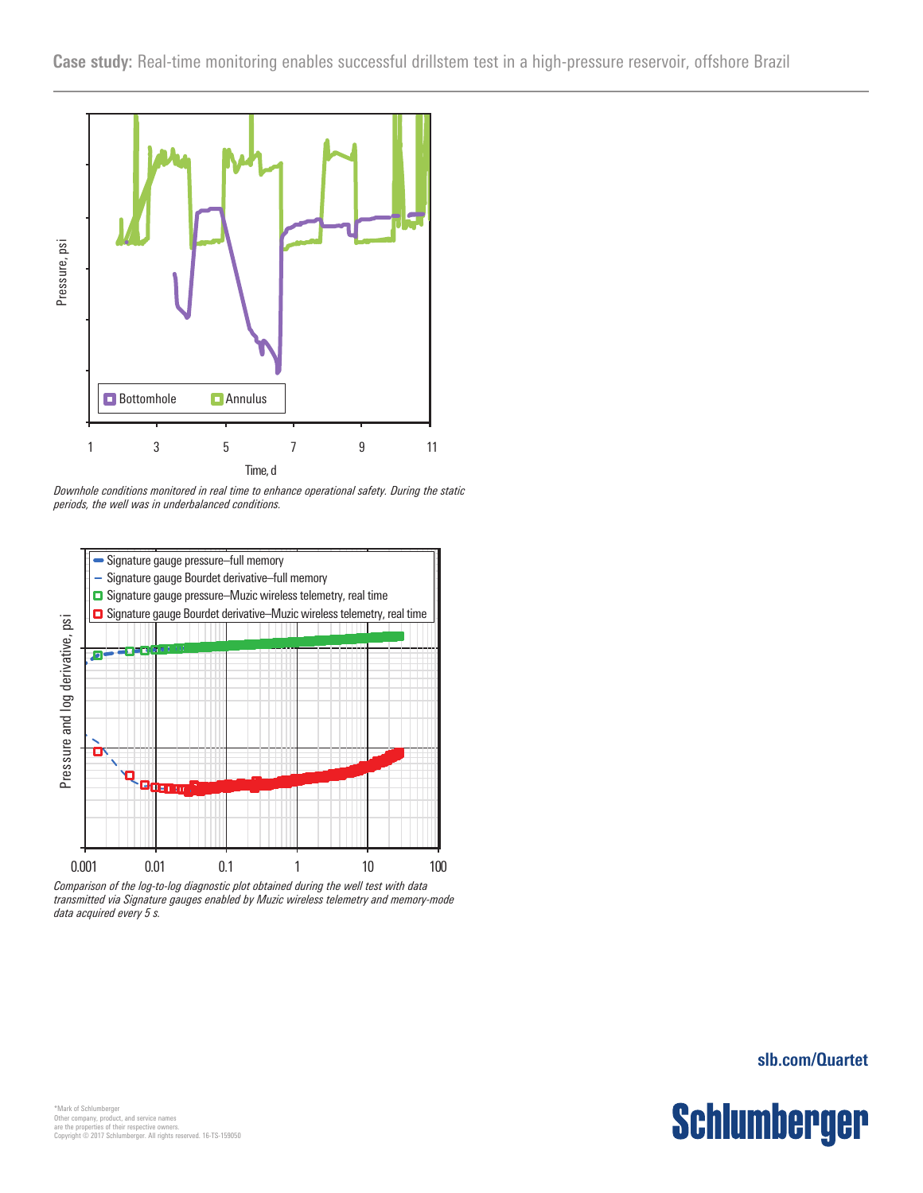Pressure, psi

Bottomhole

Annulus

1

3

5

7

9

11

Time, d

*Downhole conditions monitored in real time to enhance operational safety. During the static periods, the well was in underbalanced conditions.*

Signature gauge pressure–full memory

Signature gauge Bourdet derivative–full memory

Signature gauge pressure–Muzic wireless telemetry, real time

Signature gauge Bourdet derivative–Muzic wireless telemetry, real time

Pressure and log derivative, psi

0.001

0.01

0.1

1

10

100

*Comparison of the log-to-log diagnostic plot obtained during the well test with data transmitted via Signature gauges enabled by Muzic wireless telemetry and memory-mode data acquired every 5 s.*

**slb.com/Quartet**

*Mark of Schlumberger
Other company, product, and service names are the properties of their respective owners.
Copyright © 2017 Schlumberger. All rights reserved. 16-TS-159050

**Schlumberger**